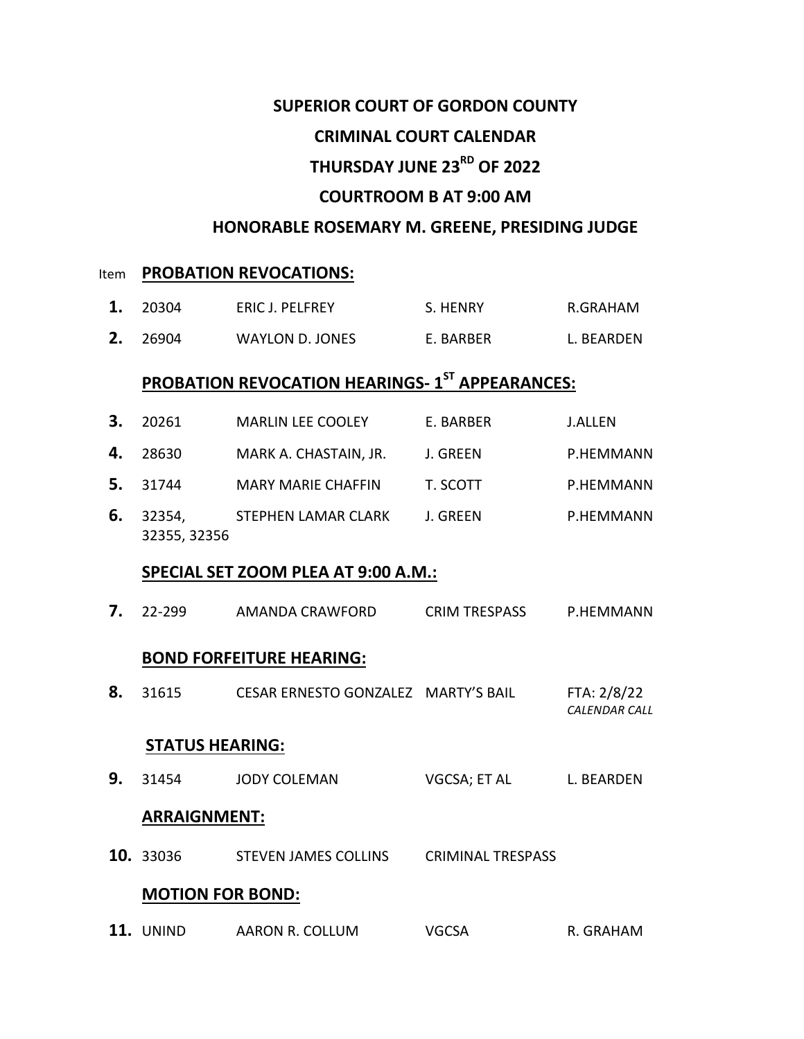**SUPERIOR COURT OF GORDON COUNTY**

**CRIMINAL COURT CALENDAR**

**THURSDAY JUNE 23RD OF 2022**

**COURTROOM B AT 9:00 AM**

**HONORABLE ROSEMARY M. GREENE, PRESIDING JUDGE**

Item **PROBATION REVOCATIONS:**

| Item | Case No. | Name | | |
|---|---|---|---|---|
| **1.** | 20304 | ERIC J. PELFREY | S. HENRY | R.GRAHAM |
| **2.** | 26904 | WAYLON D. JONES | E. BARBER | L. BEARDEN |

**PROBATION REVOCATION HEARINGS- 1ST APPEARANCES:**

| Item | Case No. | Name | | |
|---|---|---|---|---|
| **3.** | 20261 | MARLIN LEE COOLEY | E. BARBER | J.ALLEN |
| **4.** | 28630 | MARK A. CHASTAIN, JR. | J. GREEN | P.HEMMANN |
| **5.** | 31744 | MARY MARIE CHAFFIN | T. SCOTT | P.HEMMANN |
| **6.** | 32354, 32355, 32356 | STEPHEN LAMAR CLARK | J. GREEN | P.HEMMANN |

**SPECIAL SET ZOOM PLEA AT 9:00 A.M.:**

| Item | Case No. | Name | | |
|---|---|---|---|---|
| **7.** | 22-299 | AMANDA CRAWFORD | CRIM TRESPASS | P.HEMMANN |

**BOND FORFEITURE HEARING:**

| Item | Case No. | Name | | |
|---|---|---|---|---|
| **8.** | 31615 | CESAR ERNESTO GONZALEZ | MARTY'S BAIL | FTA: 2/8/22 *CALENDAR CALL* |

**STATUS HEARING:**

| Item | Case No. | Name | | |
|---|---|---|---|---|
| **9.** | 31454 | JODY COLEMAN | VGCSA; ET AL | L. BEARDEN |

**ARRAIGNMENT:**

| Item | Case No. | Name | | |
|---|---|---|---|---|
| **10.** | 33036 | STEVEN JAMES COLLINS | CRIMINAL TRESPASS | |

**MOTION FOR BOND:**

| Item | Case No. | Name | | |
|---|---|---|---|---|
| **11.** | UNIND | AARON R. COLLUM | VGCSA | R. GRAHAM |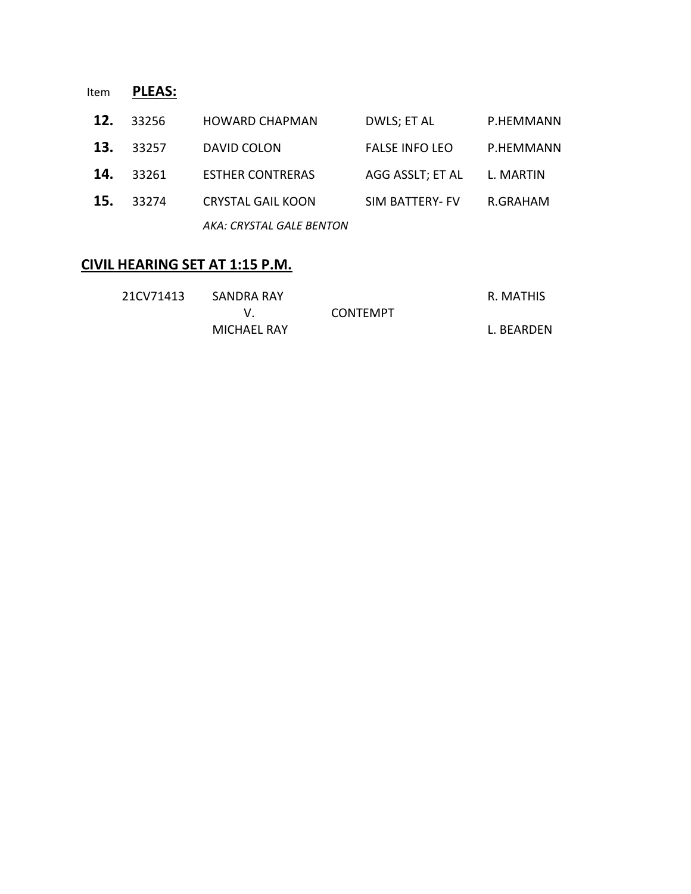| Item | PLEAS: | | | |
|---|---|---|---|---|
| **12.** | 33256 | HOWARD CHAPMAN | DWLS; ET AL | P.HEMMANN |
| **13.** | 33257 | DAVID COLON | FALSE INFO LEO | P.HEMMANN |
| **14.** | 33261 | ESTHER CONTRERAS | AGG ASSLT; ET AL | L. MARTIN |
| **15.** | 33274 | CRYSTAL GAIL KOON | SIM BATTERY- FV | R.GRAHAM |
| | | *AKA: CRYSTAL GALE BENTON* | | |

## CIVIL HEARING SET AT 1:15 P.M.

| | | | |
|---|---|---|---|
| 21CV71413 | SANDRA RAY | | R. MATHIS |
| | V. | CONTEMPT | |
| | MICHAEL RAY | | L. BEARDEN |